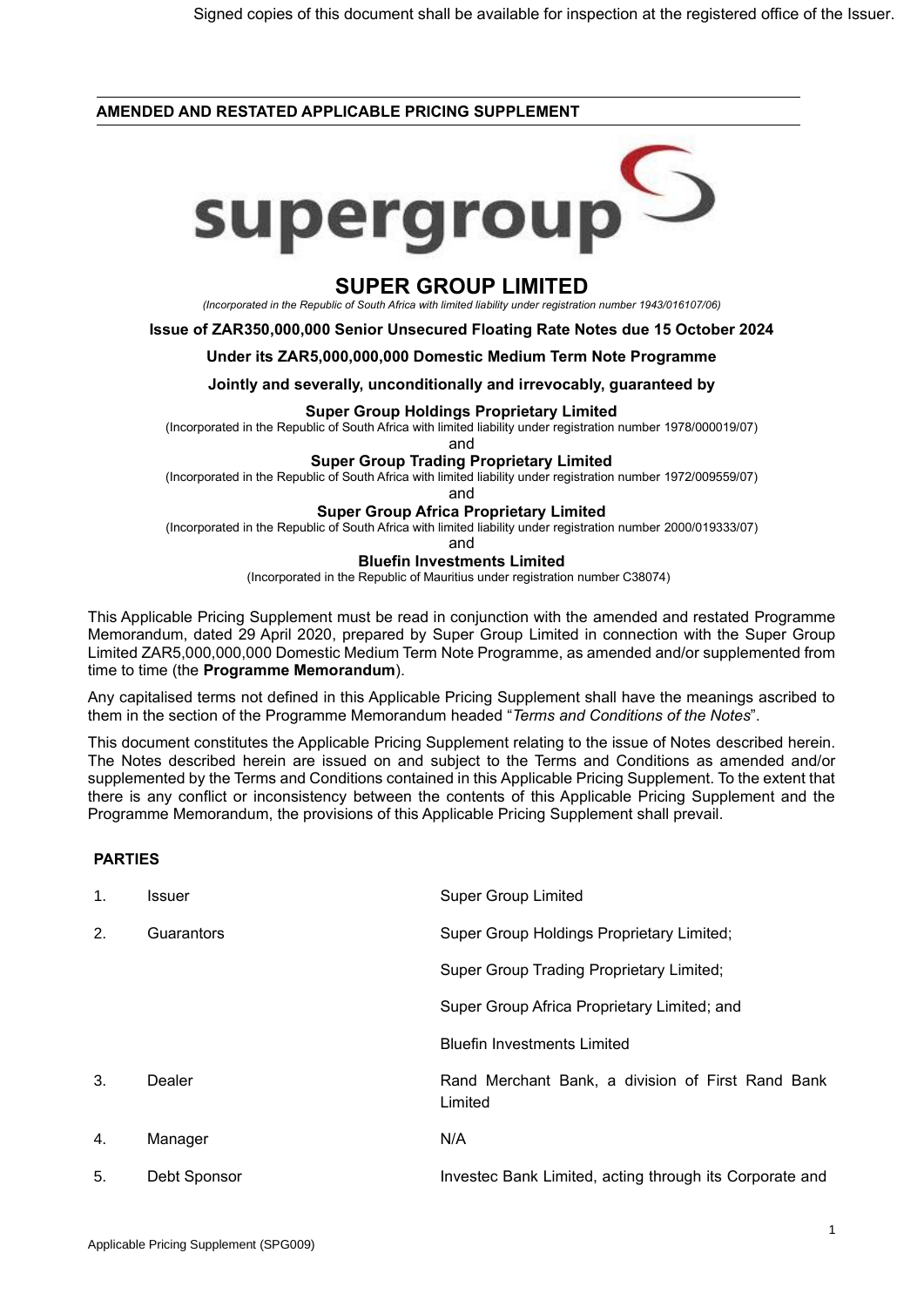Signed copies of this document shall be available for inspection at the registered office of the Issuer.

**AMENDED AND RESTATED APPLICABLE PRICING SUPPLEMENT**

supergroup

# SUPER GROUP LIMITED

*(Incorporated in the Republic of South Africa with limited liability under registration number 1943/016107/06)*

**Issue of ZAR350,000,000 Senior Unsecured Floating Rate Notes due 15 October 2024**

**Under its ZAR5,000,000,000 Domestic Medium Term Note Programme**

**Jointly and severally, unconditionally and irrevocably, guaranteed by**

**Super Group Holdings Proprietary Limited**
(Incorporated in the Republic of South Africa with limited liability under registration number 1978/000019/07)
and
**Super Group Trading Proprietary Limited**
(Incorporated in the Republic of South Africa with limited liability under registration number 1972/009559/07)
and
**Super Group Africa Proprietary Limited**
(Incorporated in the Republic of South Africa with limited liability under registration number 2000/019333/07)
and
**Bluefin Investments Limited**
(Incorporated in the Republic of Mauritius under registration number C38074)

This Applicable Pricing Supplement must be read in conjunction with the amended and restated Programme Memorandum, dated 29 April 2020, prepared by Super Group Limited in connection with the Super Group Limited ZAR5,000,000,000 Domestic Medium Term Note Programme, as amended and/or supplemented from time to time (the **Programme Memorandum**).

Any capitalised terms not defined in this Applicable Pricing Supplement shall have the meanings ascribed to them in the section of the Programme Memorandum headed "*Terms and Conditions of the Notes*".

This document constitutes the Applicable Pricing Supplement relating to the issue of Notes described herein. The Notes described herein are issued on and subject to the Terms and Conditions as amended and/or supplemented by the Terms and Conditions contained in this Applicable Pricing Supplement. To the extent that there is any conflict or inconsistency between the contents of this Applicable Pricing Supplement and the Programme Memorandum, the provisions of this Applicable Pricing Supplement shall prevail.

**PARTIES**

| | | |
|---|---|---|
| 1. | Issuer | Super Group Limited |
| 2. | Guarantors | Super Group Holdings Proprietary Limited; |
| | | Super Group Trading Proprietary Limited; |
| | | Super Group Africa Proprietary Limited; and |
| | | Bluefin Investments Limited |
| 3. | Dealer | Rand Merchant Bank, a division of First Rand Bank Limited |
| 4. | Manager | N/A |
| 5. | Debt Sponsor | Investec Bank Limited, acting through its Corporate and |

Applicable Pricing Supplement (SPG009)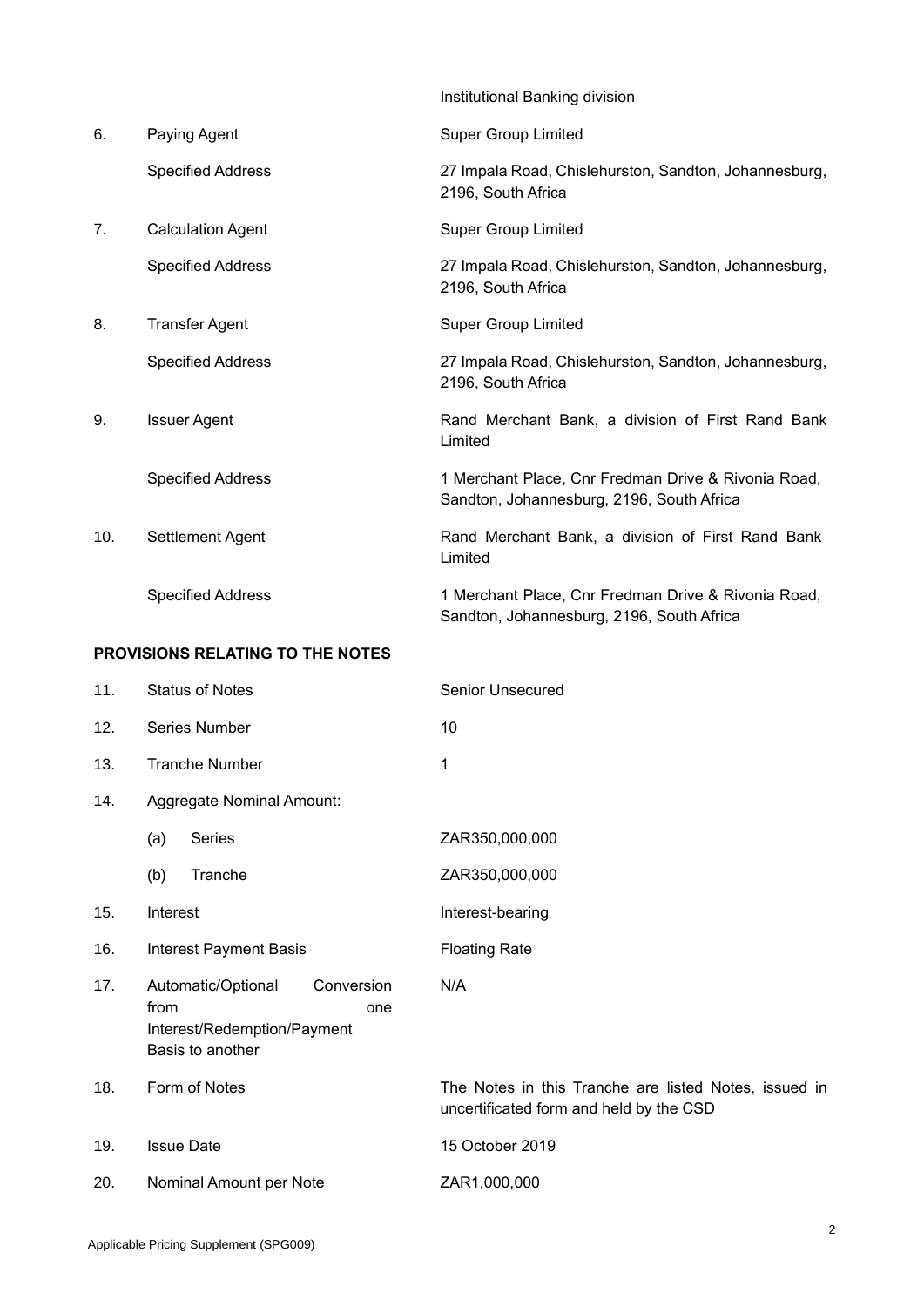| | | |
|---|---|---|
| | | Institutional Banking division |
| 6. | Paying Agent | Super Group Limited |
| | Specified Address | 27 Impala Road, Chislehurston, Sandton, Johannesburg, 2196, South Africa |
| 7. | Calculation Agent | Super Group Limited |
| | Specified Address | 27 Impala Road, Chislehurston, Sandton, Johannesburg, 2196, South Africa |
| 8. | Transfer Agent | Super Group Limited |
| | Specified Address | 27 Impala Road, Chislehurston, Sandton, Johannesburg, 2196, South Africa |
| 9. | Issuer Agent | Rand Merchant Bank, a division of First Rand Bank Limited |
| | Specified Address | 1 Merchant Place, Cnr Fredman Drive & Rivonia Road, Sandton, Johannesburg, 2196, South Africa |
| 10. | Settlement Agent | Rand Merchant Bank, a division of First Rand Bank Limited |
| | Specified Address | 1 Merchant Place, Cnr Fredman Drive & Rivonia Road, Sandton, Johannesburg, 2196, South Africa |

**PROVISIONS RELATING TO THE NOTES**

| | | |
|---|---|---|
| 11. | Status of Notes | Senior Unsecured |
| 12. | Series Number | 10 |
| 13. | Tranche Number | 1 |
| 14. | Aggregate Nominal Amount: | |
| | (a) Series | ZAR350,000,000 |
| | (b) Tranche | ZAR350,000,000 |
| 15. | Interest | Interest-bearing |
| 16. | Interest Payment Basis | Floating Rate |
| 17. | Automatic/Optional Conversion from one Interest/Redemption/Payment Basis to another | N/A |
| 18. | Form of Notes | The Notes in this Tranche are listed Notes, issued in uncertificated form and held by the CSD |
| 19. | Issue Date | 15 October 2019 |
| 20. | Nominal Amount per Note | ZAR1,000,000 |

Applicable Pricing Supplement (SPG009)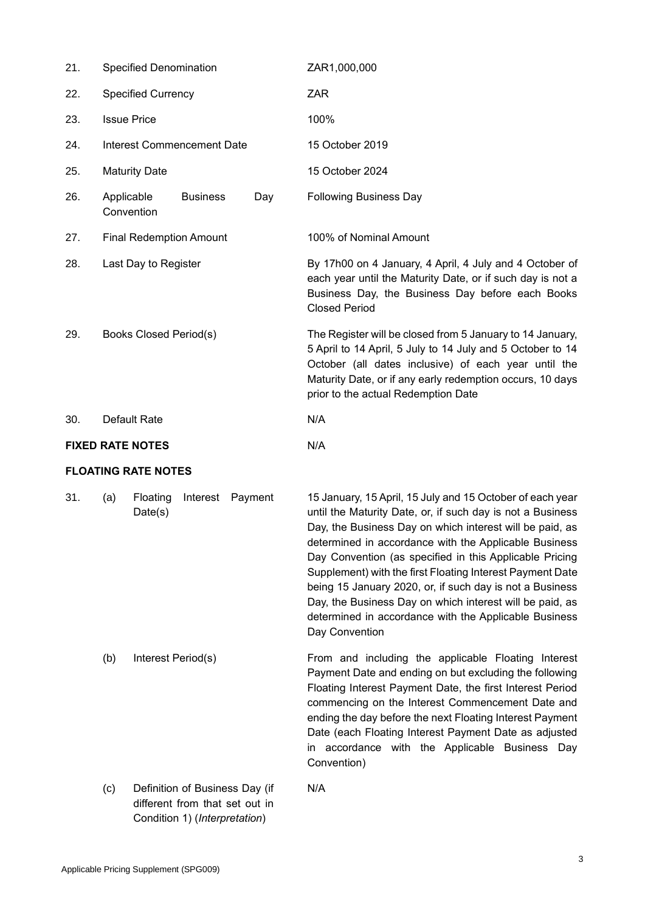| | | |
|---|---|---|
| 21. | Specified Denomination | ZAR1,000,000 |
| 22. | Specified Currency | ZAR |
| 23. | Issue Price | 100% |
| 24. | Interest Commencement Date | 15 October 2019 |
| 25. | Maturity Date | 15 October 2024 |
| 26. | Applicable Business Day Convention | Following Business Day |
| 27. | Final Redemption Amount | 100% of Nominal Amount |
| 28. | Last Day to Register | By 17h00 on 4 January, 4 April, 4 July and 4 October of each year until the Maturity Date, or if such day is not a Business Day, the Business Day before each Books Closed Period |
| 29. | Books Closed Period(s) | The Register will be closed from 5 January to 14 January, 5 April to 14 April, 5 July to 14 July and 5 October to 14 October (all dates inclusive) of each year until the Maturity Date, or if any early redemption occurs, 10 days prior to the actual Redemption Date |
| 30. | Default Rate | N/A |

**FIXED RATE NOTES** N/A

**FLOATING RATE NOTES**

| | | |
|---|---|---|
| 31. | (a) Floating Interest Payment Date(s) | 15 January, 15 April, 15 July and 15 October of each year until the Maturity Date, or, if such day is not a Business Day, the Business Day on which interest will be paid, as determined in accordance with the Applicable Business Day Convention (as specified in this Applicable Pricing Supplement) with the first Floating Interest Payment Date being 15 January 2020, or, if such day is not a Business Day, the Business Day on which interest will be paid, as determined in accordance with the Applicable Business Day Convention |
| | (b) Interest Period(s) | From and including the applicable Floating Interest Payment Date and ending on but excluding the following Floating Interest Payment Date, the first Interest Period commencing on the Interest Commencement Date and ending the day before the next Floating Interest Payment Date (each Floating Interest Payment Date as adjusted in accordance with the Applicable Business Day Convention) |
| | (c) Definition of Business Day (if different from that set out in Condition 1) (*Interpretation*) | N/A |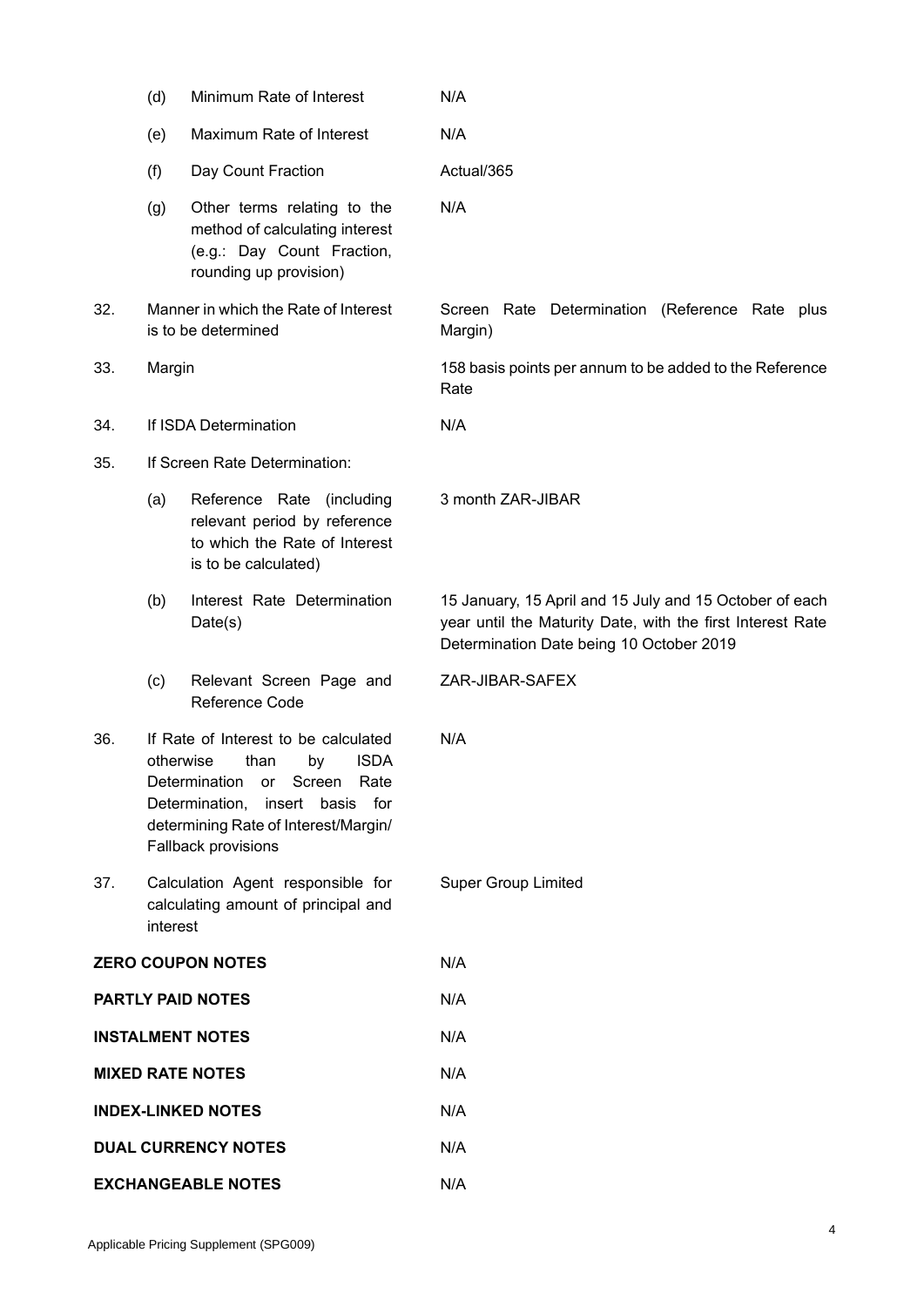| | | |
|---|---|---|
| | (d) Minimum Rate of Interest | N/A |
| | (e) Maximum Rate of Interest | N/A |
| | (f) Day Count Fraction | Actual/365 |
| | (g) Other terms relating to the method of calculating interest (e.g.: Day Count Fraction, rounding up provision) | N/A |
| 32. | Manner in which the Rate of Interest is to be determined | Screen Rate Determination (Reference Rate plus Margin) |
| 33. | Margin | 158 basis points per annum to be added to the Reference Rate |
| 34. | If ISDA Determination | N/A |
| 35. | If Screen Rate Determination: | |
| | (a) Reference Rate (including relevant period by reference to which the Rate of Interest is to be calculated) | 3 month ZAR-JIBAR |
| | (b) Interest Rate Determination Date(s) | 15 January, 15 April and 15 July and 15 October of each year until the Maturity Date, with the first Interest Rate Determination Date being 10 October 2019 |
| | (c) Relevant Screen Page and Reference Code | ZAR-JIBAR-SAFEX |
| 36. | If Rate of Interest to be calculated otherwise than by ISDA Determination or Screen Rate Determination, insert basis for determining Rate of Interest/Margin/ Fallback provisions | N/A |
| 37. | Calculation Agent responsible for calculating amount of principal and interest | Super Group Limited |

| | |
|---|---|
| **ZERO COUPON NOTES** | N/A |
| **PARTLY PAID NOTES** | N/A |
| **INSTALMENT NOTES** | N/A |
| **MIXED RATE NOTES** | N/A |
| **INDEX-LINKED NOTES** | N/A |
| **DUAL CURRENCY NOTES** | N/A |
| **EXCHANGEABLE NOTES** | N/A |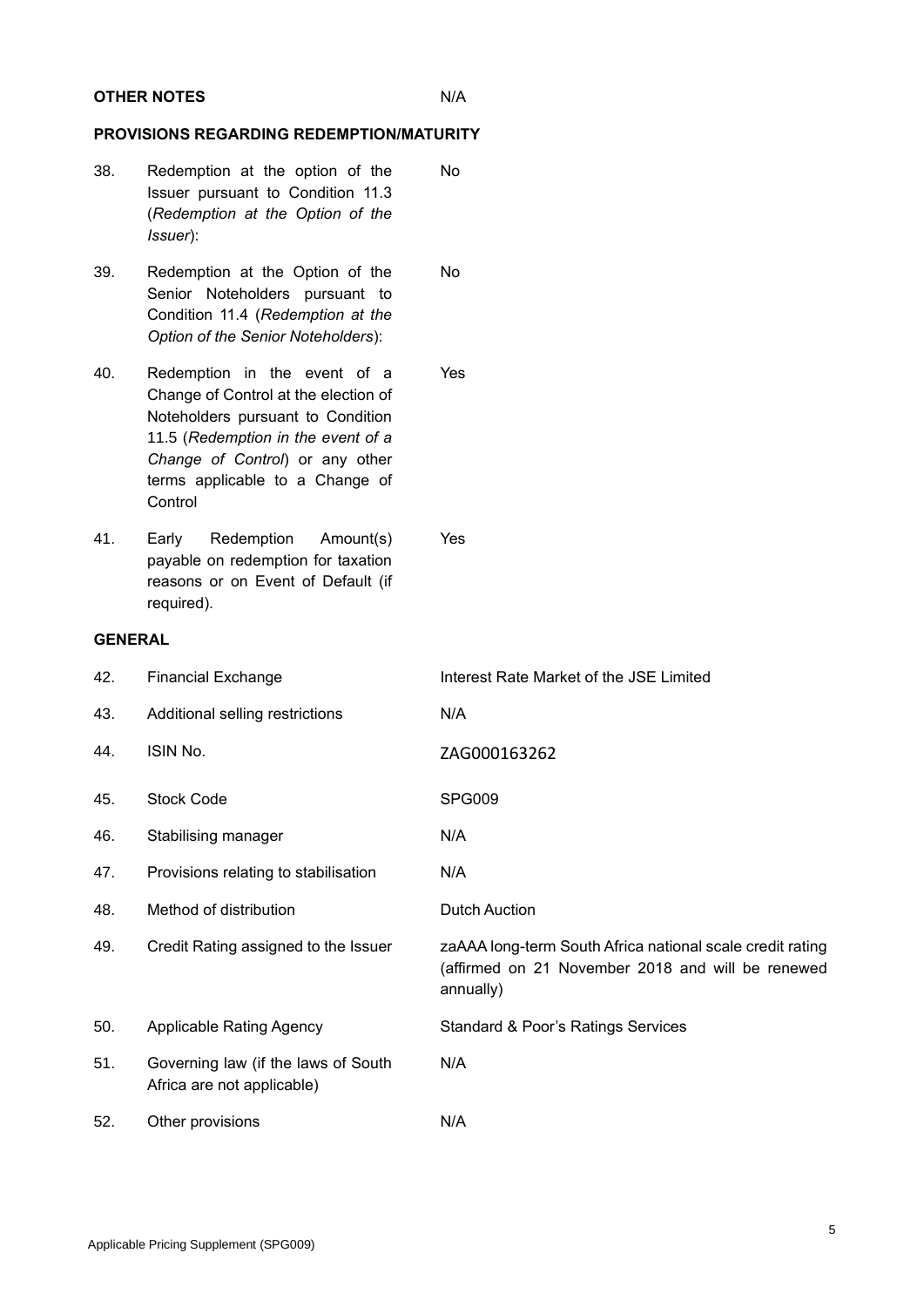| **OTHER NOTES** | | N/A |
|---|---|---|
| **PROVISIONS REGARDING REDEMPTION/MATURITY** | | |
| 38. | Redemption at the option of the Issuer pursuant to Condition 11.3 (*Redemption at the Option of the Issuer*): | No |
| 39. | Redemption at the Option of the Senior Noteholders pursuant to Condition 11.4 (*Redemption at the Option of the Senior Noteholders*): | No |
| 40. | Redemption in the event of a Change of Control at the election of Noteholders pursuant to Condition 11.5 (*Redemption in the event of a Change of Control*) or any other terms applicable to a Change of Control | Yes |
| 41. | Early Redemption Amount(s) payable on redemption for taxation reasons or on Event of Default (if required). | Yes |
| **GENERAL** | | |
| 42. | Financial Exchange | Interest Rate Market of the JSE Limited |
| 43. | Additional selling restrictions | N/A |
| 44. | ISIN No. | ZAG000163262 |
| 45. | Stock Code | SPG009 |
| 46. | Stabilising manager | N/A |
| 47. | Provisions relating to stabilisation | N/A |
| 48. | Method of distribution | Dutch Auction |
| 49. | Credit Rating assigned to the Issuer | zaAAA long-term South Africa national scale credit rating (affirmed on 21 November 2018 and will be renewed annually) |
| 50. | Applicable Rating Agency | Standard & Poor's Ratings Services |
| 51. | Governing law (if the laws of South Africa are not applicable) | N/A |
| 52. | Other provisions | N/A |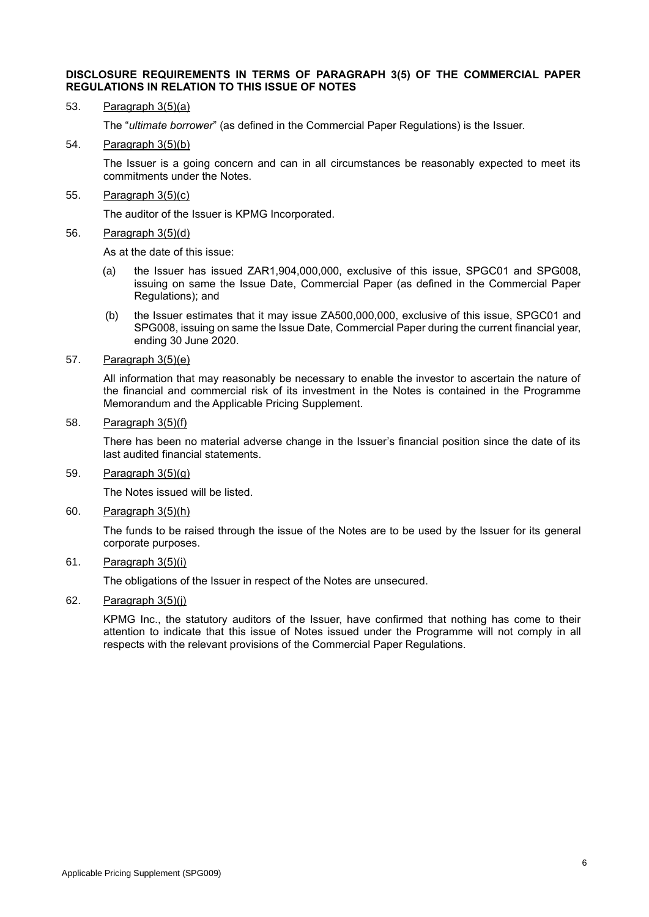**DISCLOSURE REQUIREMENTS IN TERMS OF PARAGRAPH 3(5) OF THE COMMERCIAL PAPER REGULATIONS IN RELATION TO THIS ISSUE OF NOTES**

53. Paragraph 3(5)(a)

    The "*ultimate borrower*" (as defined in the Commercial Paper Regulations) is the Issuer.

54. Paragraph 3(5)(b)

    The Issuer is a going concern and can in all circumstances be reasonably expected to meet its commitments under the Notes.

55. Paragraph 3(5)(c)

    The auditor of the Issuer is KPMG Incorporated.

56. Paragraph 3(5)(d)

    As at the date of this issue:

    (a) the Issuer has issued ZAR1,904,000,000, exclusive of this issue, SPGC01 and SPG008, issuing on same the Issue Date, Commercial Paper (as defined in the Commercial Paper Regulations); and

    (b) the Issuer estimates that it may issue ZA500,000,000, exclusive of this issue, SPGC01 and SPG008, issuing on same the Issue Date, Commercial Paper during the current financial year, ending 30 June 2020.

57. Paragraph 3(5)(e)

    All information that may reasonably be necessary to enable the investor to ascertain the nature of the financial and commercial risk of its investment in the Notes is contained in the Programme Memorandum and the Applicable Pricing Supplement.

58. Paragraph 3(5)(f)

    There has been no material adverse change in the Issuer's financial position since the date of its last audited financial statements.

59. Paragraph 3(5)(g)

    The Notes issued will be listed.

60. Paragraph 3(5)(h)

    The funds to be raised through the issue of the Notes are to be used by the Issuer for its general corporate purposes.

61. Paragraph 3(5)(i)

    The obligations of the Issuer in respect of the Notes are unsecured.

62. Paragraph 3(5)(j)

    KPMG Inc., the statutory auditors of the Issuer, have confirmed that nothing has come to their attention to indicate that this issue of Notes issued under the Programme will not comply in all respects with the relevant provisions of the Commercial Paper Regulations.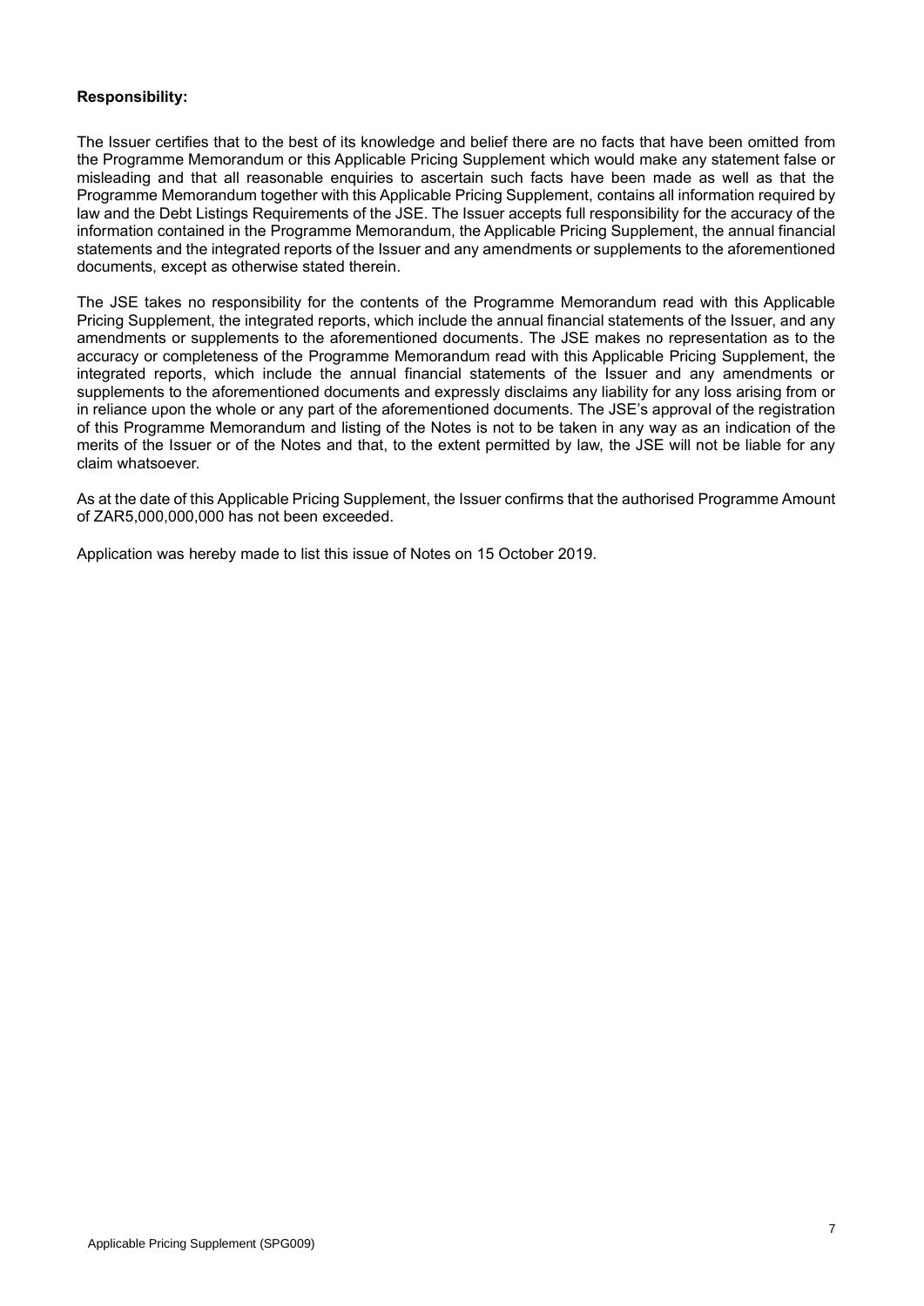**Responsibility:**

The Issuer certifies that to the best of its knowledge and belief there are no facts that have been omitted from the Programme Memorandum or this Applicable Pricing Supplement which would make any statement false or misleading and that all reasonable enquiries to ascertain such facts have been made as well as that the Programme Memorandum together with this Applicable Pricing Supplement, contains all information required by law and the Debt Listings Requirements of the JSE. The Issuer accepts full responsibility for the accuracy of the information contained in the Programme Memorandum, the Applicable Pricing Supplement, the annual financial statements and the integrated reports of the Issuer and any amendments or supplements to the aforementioned documents, except as otherwise stated therein.

The JSE takes no responsibility for the contents of the Programme Memorandum read with this Applicable Pricing Supplement, the integrated reports, which include the annual financial statements of the Issuer, and any amendments or supplements to the aforementioned documents. The JSE makes no representation as to the accuracy or completeness of the Programme Memorandum read with this Applicable Pricing Supplement, the integrated reports, which include the annual financial statements of the Issuer and any amendments or supplements to the aforementioned documents and expressly disclaims any liability for any loss arising from or in reliance upon the whole or any part of the aforementioned documents. The JSE's approval of the registration of this Programme Memorandum and listing of the Notes is not to be taken in any way as an indication of the merits of the Issuer or of the Notes and that, to the extent permitted by law, the JSE will not be liable for any claim whatsoever.

As at the date of this Applicable Pricing Supplement, the Issuer confirms that the authorised Programme Amount of ZAR5,000,000,000 has not been exceeded.

Application was hereby made to list this issue of Notes on 15 October 2019.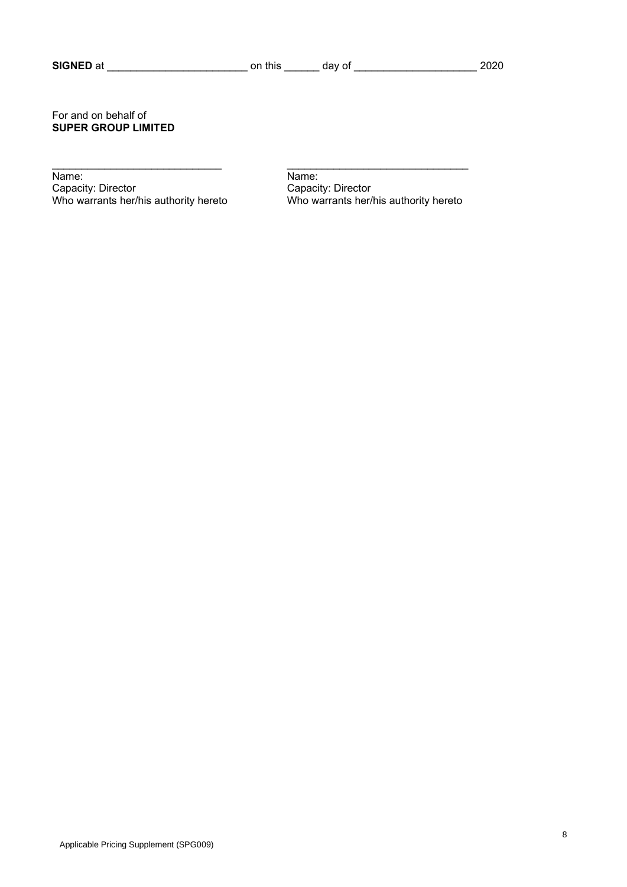**SIGNED** at ________________________ on this ______ day of _____________________ 2020

For and on behalf of
**SUPER GROUP LIMITED**

| | |
|---|---|
| ______________________________ | ________________________________ |
| Name: | Name: |
| Capacity: Director | Capacity: Director |
| Who warrants her/his authority hereto | Who warrants her/his authority hereto |

Applicable Pricing Supplement (SPG009)